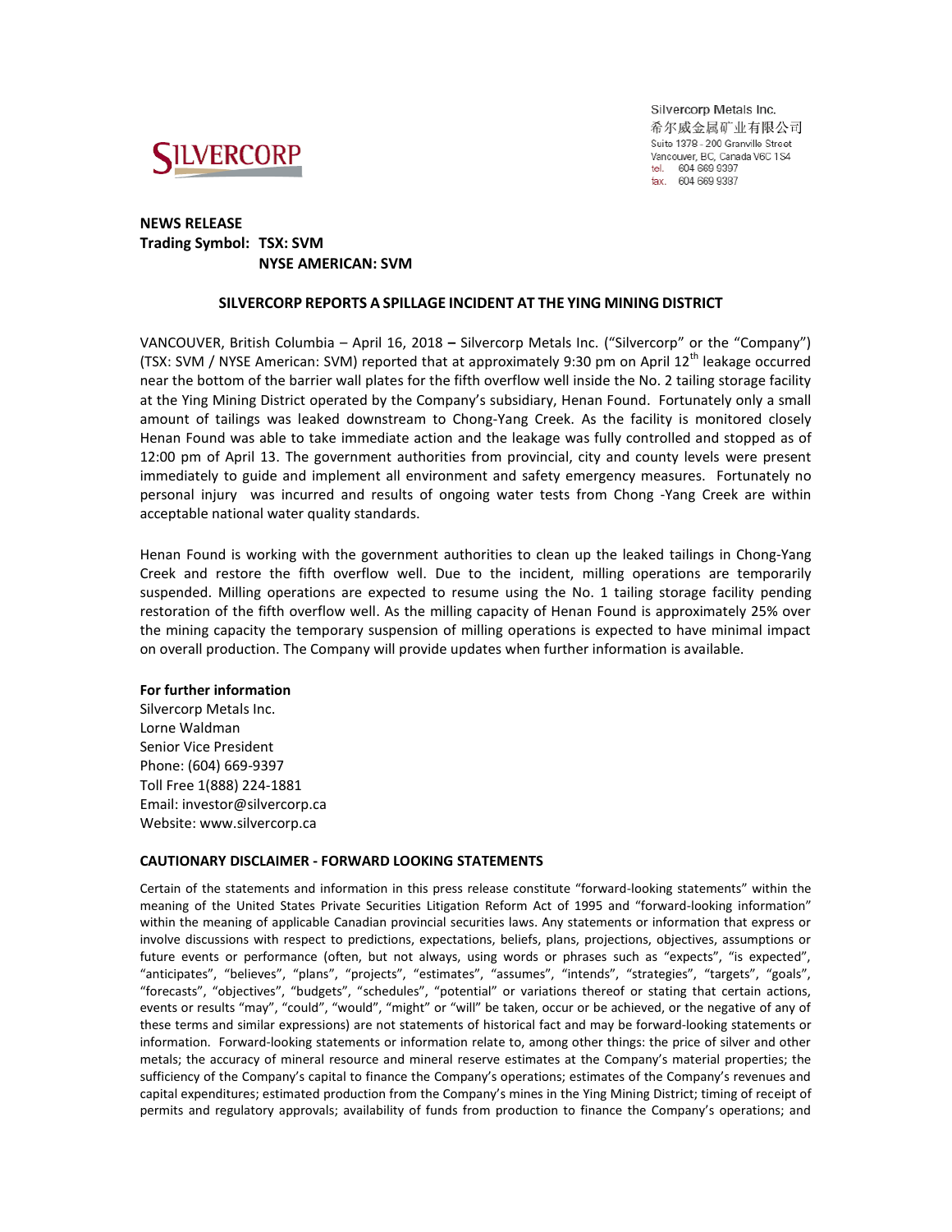Silvercorp Metals Inc.
希尔威金属矿业有限公司
Suite 1378 - 200 Granville Street
Vancouver, BC, Canada V6C 1S4
tel. 604 669 9397
fax. 604 669 9387

**NEWS RELEASE**
**Trading Symbol: TSX: SVM**
**NYSE AMERICAN: SVM**

## SILVERCORP REPORTS A SPILLAGE INCIDENT AT THE YING MINING DISTRICT

VANCOUVER, British Columbia – April 16, 2018 **–** Silvercorp Metals Inc. ("Silvercorp" or the "Company") (TSX: SVM / NYSE American: SVM) reported that at approximately 9:30 pm on April 12th leakage occurred near the bottom of the barrier wall plates for the fifth overflow well inside the No. 2 tailing storage facility at the Ying Mining District operated by the Company's subsidiary, Henan Found. Fortunately only a small amount of tailings was leaked downstream to Chong-Yang Creek. As the facility is monitored closely Henan Found was able to take immediate action and the leakage was fully controlled and stopped as of 12:00 pm of April 13. The government authorities from provincial, city and county levels were present immediately to guide and implement all environment and safety emergency measures. Fortunately no personal injury was incurred and results of ongoing water tests from Chong -Yang Creek are within acceptable national water quality standards.

Henan Found is working with the government authorities to clean up the leaked tailings in Chong-Yang Creek and restore the fifth overflow well. Due to the incident, milling operations are temporarily suspended. Milling operations are expected to resume using the No. 1 tailing storage facility pending restoration of the fifth overflow well. As the milling capacity of Henan Found is approximately 25% over the mining capacity the temporary suspension of milling operations is expected to have minimal impact on overall production. The Company will provide updates when further information is available.

**For further information**
Silvercorp Metals Inc.
Lorne Waldman
Senior Vice President
Phone: (604) 669-9397
Toll Free 1(888) 224-1881
Email: investor@silvercorp.ca
Website: www.silvercorp.ca

### CAUTIONARY DISCLAIMER - FORWARD LOOKING STATEMENTS

Certain of the statements and information in this press release constitute "forward-looking statements" within the meaning of the United States Private Securities Litigation Reform Act of 1995 and "forward-looking information" within the meaning of applicable Canadian provincial securities laws. Any statements or information that express or involve discussions with respect to predictions, expectations, beliefs, plans, projections, objectives, assumptions or future events or performance (often, but not always, using words or phrases such as "expects", "is expected", "anticipates", "believes", "plans", "projects", "estimates", "assumes", "intends", "strategies", "targets", "goals", "forecasts", "objectives", "budgets", "schedules", "potential" or variations thereof or stating that certain actions, events or results "may", "could", "would", "might" or "will" be taken, occur or be achieved, or the negative of any of these terms and similar expressions) are not statements of historical fact and may be forward-looking statements or information. Forward-looking statements or information relate to, among other things: the price of silver and other metals; the accuracy of mineral resource and mineral reserve estimates at the Company's material properties; the sufficiency of the Company's capital to finance the Company's operations; estimates of the Company's revenues and capital expenditures; estimated production from the Company's mines in the Ying Mining District; timing of receipt of permits and regulatory approvals; availability of funds from production to finance the Company's operations; and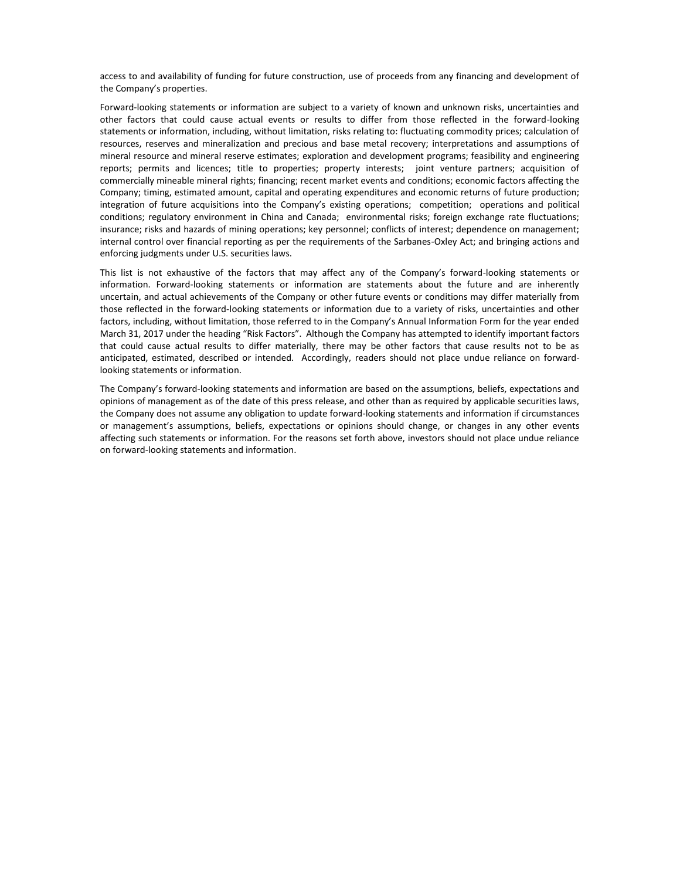access to and availability of funding for future construction, use of proceeds from any financing and development of the Company's properties.

Forward-looking statements or information are subject to a variety of known and unknown risks, uncertainties and other factors that could cause actual events or results to differ from those reflected in the forward-looking statements or information, including, without limitation, risks relating to: fluctuating commodity prices; calculation of resources, reserves and mineralization and precious and base metal recovery; interpretations and assumptions of mineral resource and mineral reserve estimates; exploration and development programs; feasibility and engineering reports; permits and licences; title to properties; property interests; joint venture partners; acquisition of commercially mineable mineral rights; financing; recent market events and conditions; economic factors affecting the Company; timing, estimated amount, capital and operating expenditures and economic returns of future production; integration of future acquisitions into the Company's existing operations; competition; operations and political conditions; regulatory environment in China and Canada; environmental risks; foreign exchange rate fluctuations; insurance; risks and hazards of mining operations; key personnel; conflicts of interest; dependence on management; internal control over financial reporting as per the requirements of the Sarbanes-Oxley Act; and bringing actions and enforcing judgments under U.S. securities laws.

This list is not exhaustive of the factors that may affect any of the Company's forward-looking statements or information. Forward-looking statements or information are statements about the future and are inherently uncertain, and actual achievements of the Company or other future events or conditions may differ materially from those reflected in the forward-looking statements or information due to a variety of risks, uncertainties and other factors, including, without limitation, those referred to in the Company's Annual Information Form for the year ended March 31, 2017 under the heading "Risk Factors". Although the Company has attempted to identify important factors that could cause actual results to differ materially, there may be other factors that cause results not to be as anticipated, estimated, described or intended. Accordingly, readers should not place undue reliance on forward-looking statements or information.

The Company's forward-looking statements and information are based on the assumptions, beliefs, expectations and opinions of management as of the date of this press release, and other than as required by applicable securities laws, the Company does not assume any obligation to update forward-looking statements and information if circumstances or management's assumptions, beliefs, expectations or opinions should change, or changes in any other events affecting such statements or information. For the reasons set forth above, investors should not place undue reliance on forward-looking statements and information.